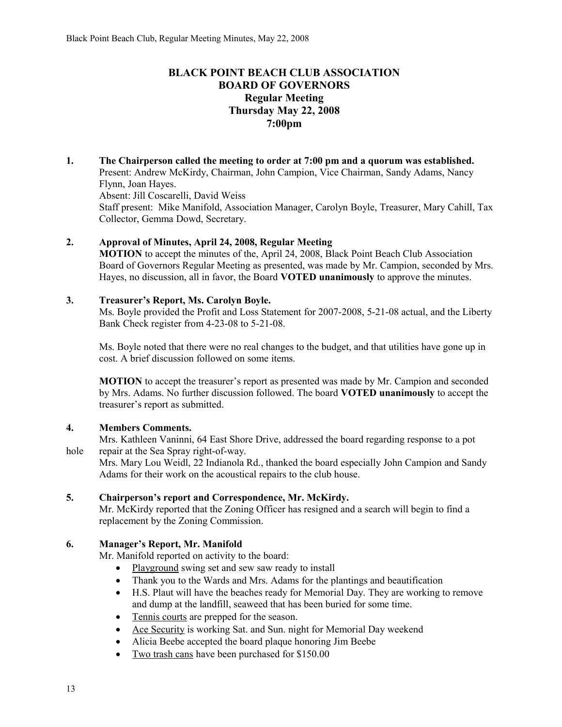# BLACK POINT BEACH CLUB ASSOCIATION
# BOARD OF GOVERNORS
## Regular Meeting
## Thursday May 22, 2008
## 7:00pm

**1. The Chairperson called the meeting to order at 7:00 pm and a quorum was established.**
Present: Andrew McKirdy, Chairman, John Campion, Vice Chairman, Sandy Adams, Nancy Flynn, Joan Hayes.
Absent: Jill Coscarelli, David Weiss
Staff present: Mike Manifold, Association Manager, Carolyn Boyle, Treasurer, Mary Cahill, Tax Collector, Gemma Dowd, Secretary.

**2. Approval of Minutes, April 24, 2008, Regular Meeting**
**MOTION** to accept the minutes of the, April 24, 2008, Black Point Beach Club Association Board of Governors Regular Meeting as presented, was made by Mr. Campion, seconded by Mrs. Hayes, no discussion, all in favor, the Board **VOTED unanimously** to approve the minutes.

**3. Treasurer's Report, Ms. Carolyn Boyle.**
Ms. Boyle provided the Profit and Loss Statement for 2007-2008, 5-21-08 actual, and the Liberty Bank Check register from 4-23-08 to 5-21-08.

Ms. Boyle noted that there were no real changes to the budget, and that utilities have gone up in cost. A brief discussion followed on some items.

**MOTION** to accept the treasurer's report as presented was made by Mr. Campion and seconded by Mrs. Adams. No further discussion followed. The board **VOTED unanimously** to accept the treasurer's report as submitted.

**4. Members Comments.**
Mrs. Kathleen Vaninni, 64 East Shore Drive, addressed the board regarding response to a pot hole repair at the Sea Spray right-of-way.
Mrs. Mary Lou Weidl, 22 Indianola Rd., thanked the board especially John Campion and Sandy Adams for their work on the acoustical repairs to the club house.

**5. Chairperson's report and Correspondence, Mr. McKirdy.**
Mr. McKirdy reported that the Zoning Officer has resigned and a search will begin to find a replacement by the Zoning Commission.

**6. Manager's Report, Mr. Manifold**
Mr. Manifold reported on activity to the board:

- Playground swing set and sew saw ready to install
- Thank you to the Wards and Mrs. Adams for the plantings and beautification
- H.S. Plaut will have the beaches ready for Memorial Day. They are working to remove and dump at the landfill, seaweed that has been buried for some time.
- Tennis courts are prepped for the season.
- Ace Security is working Sat. and Sun. night for Memorial Day weekend
- Alicia Beebe accepted the board plaque honoring Jim Beebe
- Two trash cans have been purchased for $150.00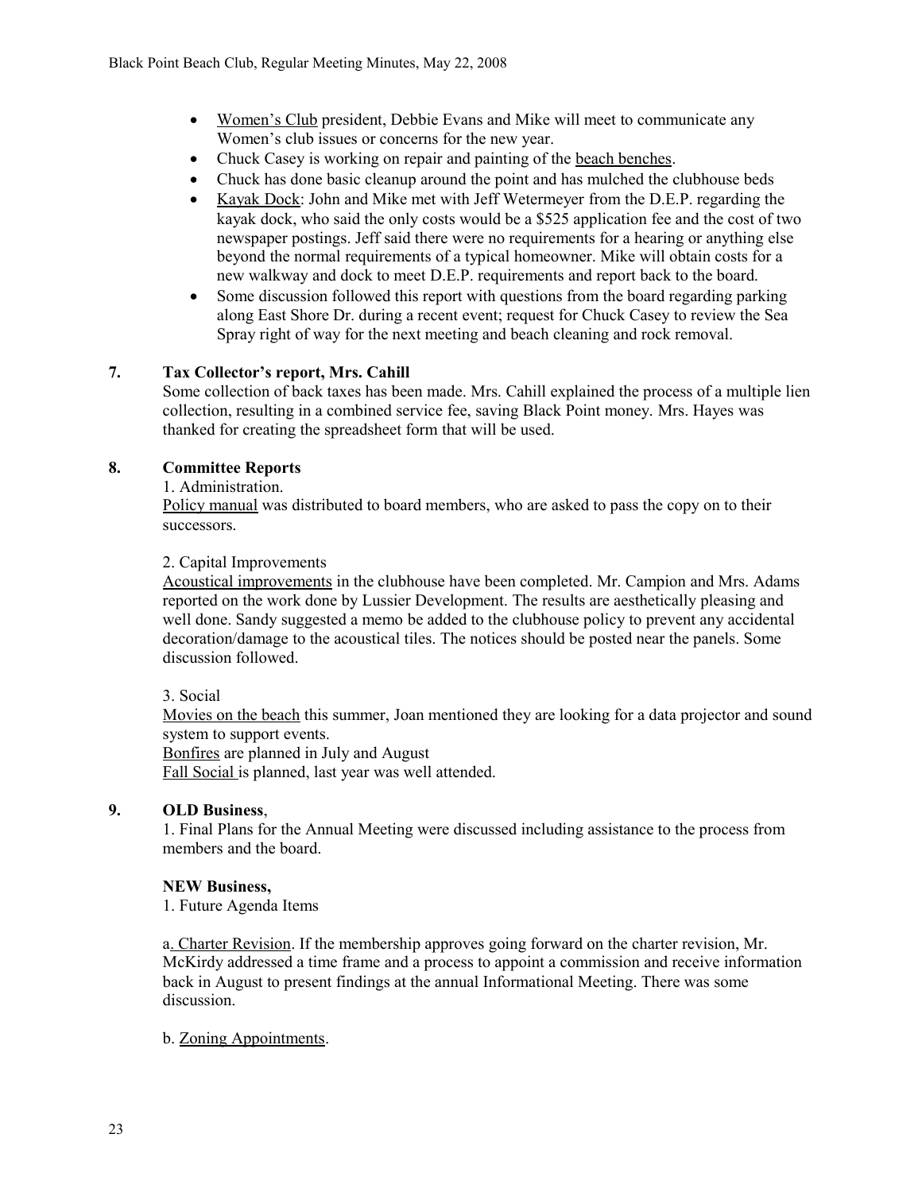- Women's Club president, Debbie Evans and Mike will meet to communicate any Women's club issues or concerns for the new year.
- Chuck Casey is working on repair and painting of the beach benches.
- Chuck has done basic cleanup around the point and has mulched the clubhouse beds
- Kayak Dock: John and Mike met with Jeff Wetermeyer from the D.E.P. regarding the kayak dock, who said the only costs would be a $525 application fee and the cost of two newspaper postings. Jeff said there were no requirements for a hearing or anything else beyond the normal requirements of a typical homeowner. Mike will obtain costs for a new walkway and dock to meet D.E.P. requirements and report back to the board.
- Some discussion followed this report with questions from the board regarding parking along East Shore Dr. during a recent event; request for Chuck Casey to review the Sea Spray right of way for the next meeting and beach cleaning and rock removal.

**7. Tax Collector's report, Mrs. Cahill**

Some collection of back taxes has been made. Mrs. Cahill explained the process of a multiple lien collection, resulting in a combined service fee, saving Black Point money. Mrs. Hayes was thanked for creating the spreadsheet form that will be used.

**8. Committee Reports**

1. Administration.

Policy manual was distributed to board members, who are asked to pass the copy on to their successors.

2. Capital Improvements

Acoustical improvements in the clubhouse have been completed. Mr. Campion and Mrs. Adams reported on the work done by Lussier Development. The results are aesthetically pleasing and well done. Sandy suggested a memo be added to the clubhouse policy to prevent any accidental decoration/damage to the acoustical tiles. The notices should be posted near the panels. Some discussion followed.

3. Social

Movies on the beach this summer, Joan mentioned they are looking for a data projector and sound system to support events.

Bonfires are planned in July and August

Fall Social is planned, last year was well attended.

**9. OLD Business**,

1. Final Plans for the Annual Meeting were discussed including assistance to the process from members and the board.

**NEW Business,**

1. Future Agenda Items

a. Charter Revision. If the membership approves going forward on the charter revision, Mr. McKirdy addressed a time frame and a process to appoint a commission and receive information back in August to present findings at the annual Informational Meeting. There was some discussion.

b. Zoning Appointments.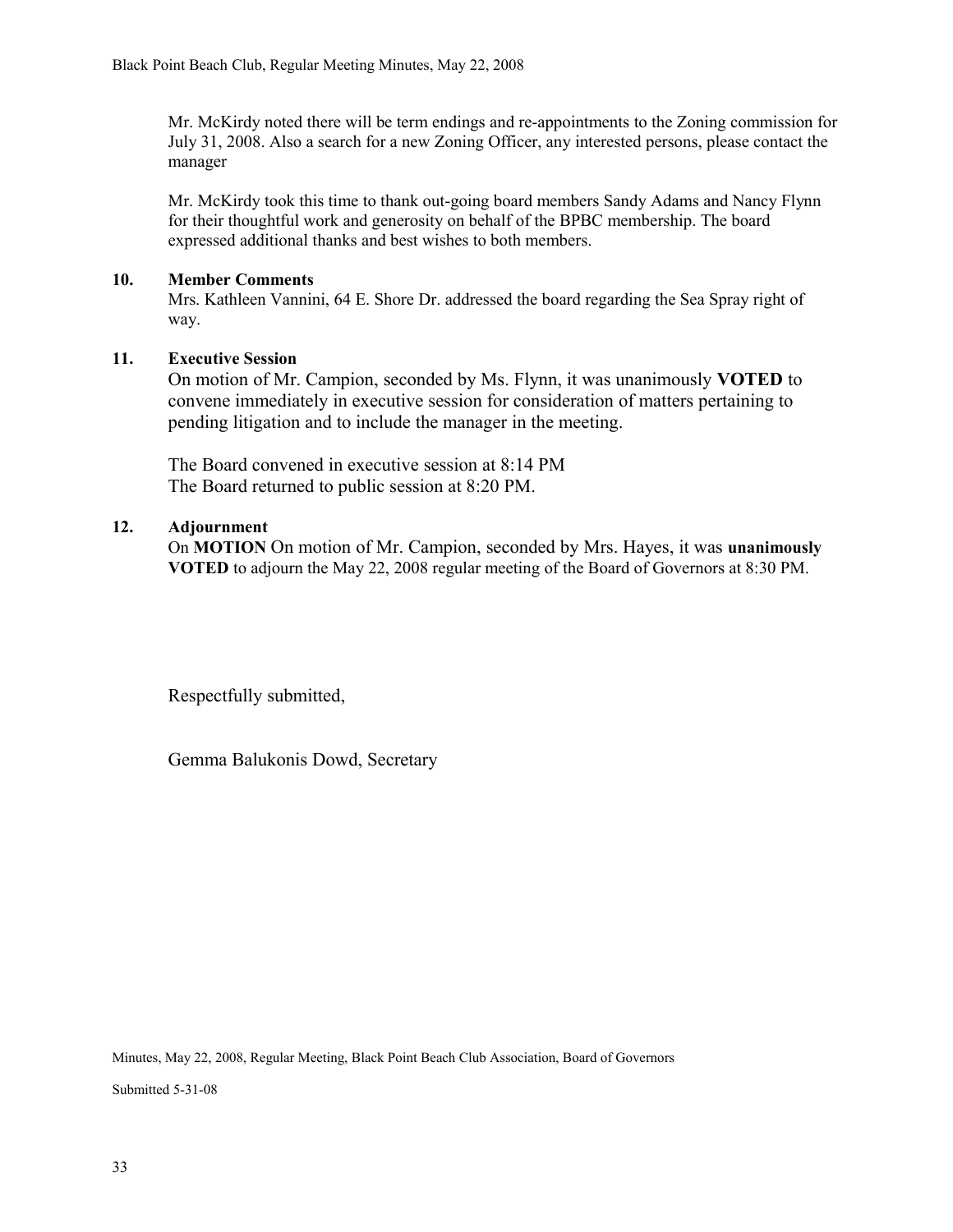Mr. McKirdy noted there will be term endings and re-appointments to the Zoning commission for July 31, 2008. Also a search for a new Zoning Officer, any interested persons, please contact the manager

Mr. McKirdy took this time to thank out-going board members Sandy Adams and Nancy Flynn for their thoughtful work and generosity on behalf of the BPBC membership. The board expressed additional thanks and best wishes to both members.

**10. Member Comments**

Mrs. Kathleen Vannini, 64 E. Shore Dr. addressed the board regarding the Sea Spray right of way.

**11. Executive Session**

On motion of Mr. Campion, seconded by Ms. Flynn, it was unanimously **VOTED** to convene immediately in executive session for consideration of matters pertaining to pending litigation and to include the manager in the meeting.

The Board convened in executive session at 8:14 PM
The Board returned to public session at 8:20 PM.

**12. Adjournment**

On **MOTION** On motion of Mr. Campion, seconded by Mrs. Hayes, it was **unanimously VOTED** to adjourn the May 22, 2008 regular meeting of the Board of Governors at 8:30 PM.

Respectfully submitted,

Gemma Balukonis Dowd, Secretary

Minutes, May 22, 2008, Regular Meeting, Black Point Beach Club Association, Board of Governors

Submitted 5-31-08